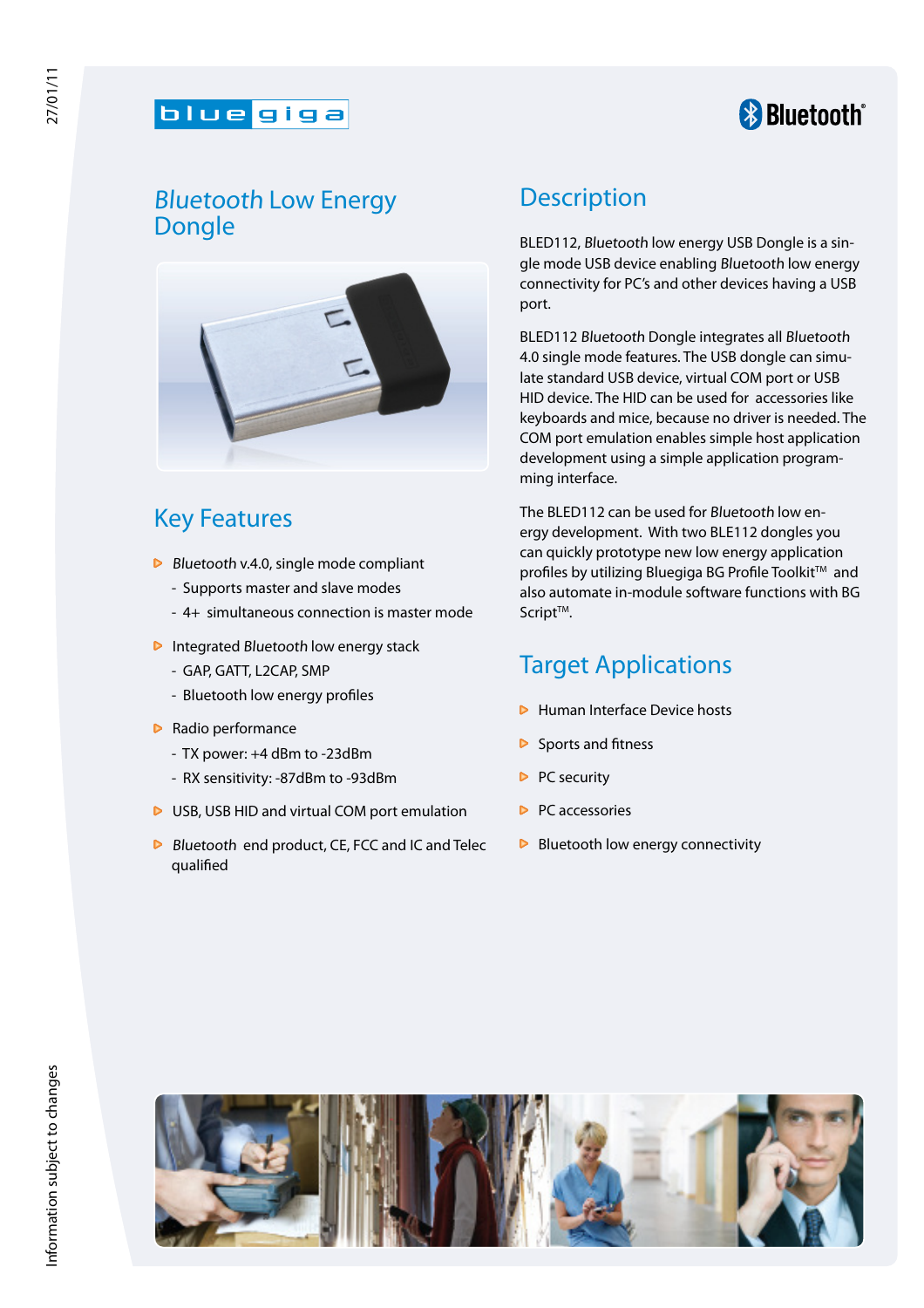# *Bluetooth* Low Energy Dongle

## Key Features

- *Bluetooth* v.4.0, single mode compliant
  - Supports master and slave modes
  - 4+ simultaneous connection is master mode
- Integrated *Bluetooth* low energy stack
  - GAP, GATT, L2CAP, SMP
  - Bluetooth low energy profiles
- Radio performance
  - TX power: +4 dBm to -23dBm
  - RX sensitivity: -87dBm to -93dBm
- USB, USB HID and virtual COM port emulation
- *Bluetooth* end product, CE, FCC and IC and Telec qualified

## Description

BLED112, *Bluetooth* low energy USB Dongle is a single mode USB device enabling *Bluetooth* low energy connectivity for PC's and other devices having a USB port.

BLED112 *Bluetooth* Dongle integrates all *Bluetooth* 4.0 single mode features. The USB dongle can simulate standard USB device, virtual COM port or USB HID device. The HID can be used for accessories like keyboards and mice, because no driver is needed. The COM port emulation enables simple host application development using a simple application programming interface.

The BLED112 can be used for *Bluetooth* low energy development. With two BLE112 dongles you can quickly prototype new low energy application profiles by utilizing Bluegiga BG Profile Toolkit™ and also automate in-module software functions with BG Script™.

## Target Applications

- Human Interface Device hosts
- Sports and fitness
- PC security
- PC accessories
- Bluetooth low energy connectivity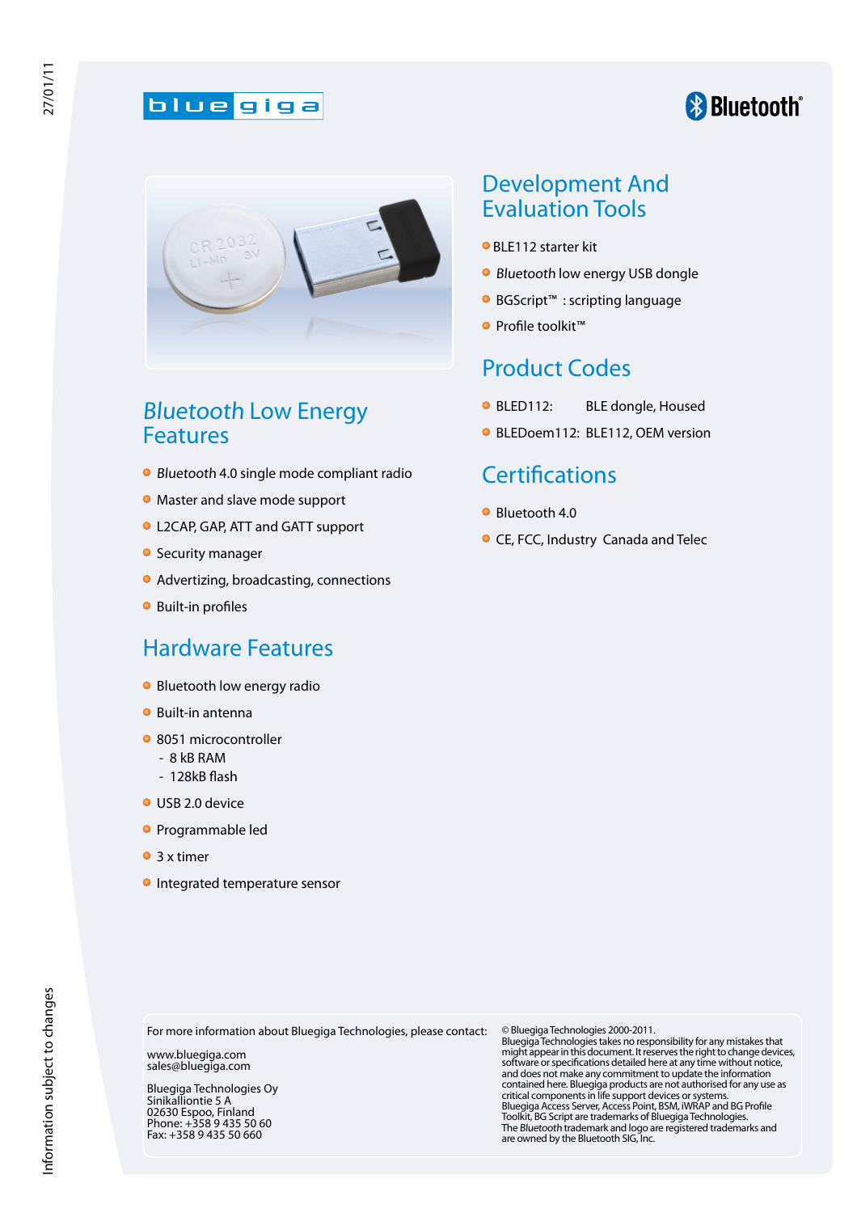27/01/11

blue giga

Bluetooth

## *Bluetooth* Low Energy Features

- *Bluetooth* 4.0 single mode compliant radio
- Master and slave mode support
- L2CAP, GAP, ATT and GATT support
- Security manager
- Advertizing, broadcasting, connections
- Built-in profiles

## Hardware Features

- Bluetooth low energy radio
- Built-in antenna
- 8051 microcontroller
  - 8 kB RAM
  - 128kB flash
- USB 2.0 device
- Programmable led
- 3 x timer
- Integrated temperature sensor

## Development And Evaluation Tools

- BLE112 starter kit
- *Bluetooth* low energy USB dongle
- BGScript™ : scripting language
- Profile toolkit™

## Product Codes

- BLED112: BLE dongle, Housed
- BLEDoem112: BLE112, OEM version

## Certifications

- Bluetooth 4.0
- CE, FCC, Industry Canada and Telec

For more information about Bluegiga Technologies, please contact:

www.bluegiga.com
sales@bluegiga.com

Bluegiga Technologies Oy
Sinikalliontie 5 A
02630 Espoo, Finland
Phone: +358 9 435 50 60
Fax: +358 9 435 50 660

© Bluegiga Technologies 2000-2011.
Bluegiga Technologies takes no responsibility for any mistakes that might appear in this document. It reserves the right to change devices, software or specifications detailed here at any time without notice, and does not make any commitment to update the information contained here. Bluegiga products are not authorised for any use as critical components in life support devices or systems.
Bluegiga Access Server, Access Point, BSM, iWRAP and BG Profile Toolkit, BG Script are trademarks of Bluegiga Technologies.
The *Bluetooth* trademark and logo are registered trademarks and are owned by the Bluetooth SIG, Inc.

Information subject to changes